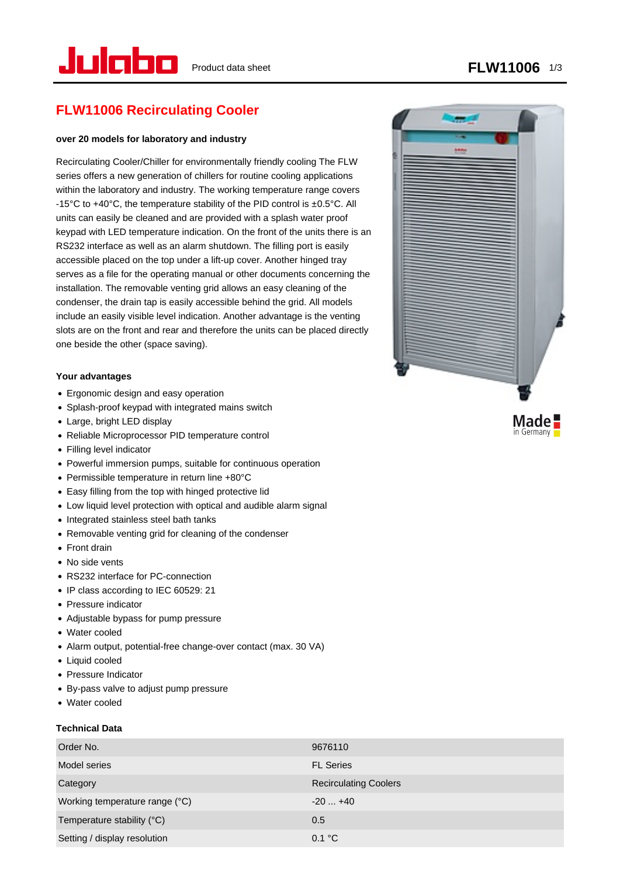# FLW11006 Recirculating Cooler

**over 20 models for laboratory and industry**

Recirculating Cooler/Chiller for environmentally friendly cooling The FLW series offers a new generation of chillers for routine cooling applications within the laboratory and industry. The working temperature range covers -15°C to +40°C, the temperature stability of the PID control is ±0.5°C. All units can easily be cleaned and are provided with a splash water proof keypad with LED temperature indication. On the front of the units there is an RS232 interface as well as an alarm shutdown. The filling port is easily accessible placed on the top under a lift-up cover. Another hinged tray serves as a file for the operating manual or other documents concerning the installation. The removable venting grid allows an easy cleaning of the condenser, the drain tap is easily accessible behind the grid. All models include an easily visible level indication. Another advantage is the venting slots are on the front and rear and therefore the units can be placed directly one beside the other (space saving).

Made in Germany

### Your advantages

- Ergonomic design and easy operation
- Splash-proof keypad with integrated mains switch
- Large, bright LED display
- Reliable Microprocessor PID temperature control
- Filling level indicator
- Powerful immersion pumps, suitable for continuous operation
- Permissible temperature in return line +80°C
- Easy filling from the top with hinged protective lid
- Low liquid level protection with optical and audible alarm signal
- Integrated stainless steel bath tanks
- Removable venting grid for cleaning of the condenser
- Front drain
- No side vents
- RS232 interface for PC-connection
- IP class according to IEC 60529: 21
- Pressure indicator
- Adjustable bypass for pump pressure
- Water cooled
- Alarm output, potential-free change-over contact (max. 30 VA)
- Liquid cooled
- Pressure Indicator
- By-pass valve to adjust pump pressure
- Water cooled

### Technical Data

| | |
|---|---|
| Order No. | 9676110 |
| Model series | FL Series |
| Category | Recirculating Coolers |
| Working temperature range (°C) | -20 ... +40 |
| Temperature stability (°C) | 0.5 |
| Setting / display resolution | 0.1 °C |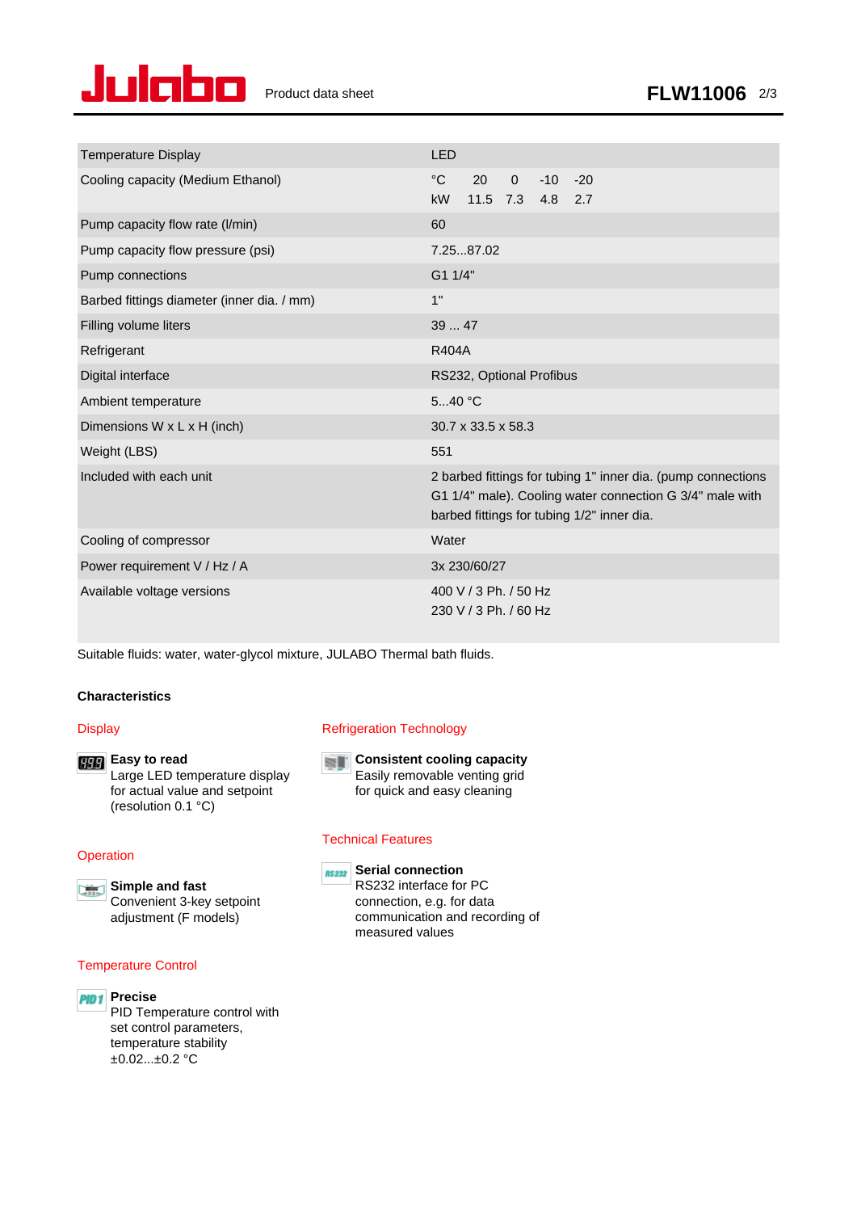| Temperature Display | LED |
|---|---|
| Cooling capacity (Medium Ethanol) | °C 20 0 -10 -20<br>kW 11.5 7.3 4.8 2.7 |
| Pump capacity flow rate (l/min) | 60 |
| Pump capacity flow pressure (psi) | 7.25...87.02 |
| Pump connections | G1 1/4" |
| Barbed fittings diameter (inner dia. / mm) | 1" |
| Filling volume liters | 39 ... 47 |
| Refrigerant | R404A |
| Digital interface | RS232, Optional Profibus |
| Ambient temperature | 5...40 °C |
| Dimensions W x L x H (inch) | 30.7 x 33.5 x 58.3 |
| Weight (LBS) | 551 |
| Included with each unit | 2 barbed fittings for tubing 1" inner dia. (pump connections G1 1/4" male). Cooling water connection G 3/4" male with barbed fittings for tubing 1/2" inner dia. |
| Cooling of compressor | Water |
| Power requirement V / Hz / A | 3x 230/60/27 |
| Available voltage versions | 400 V / 3 Ph. / 50 Hz<br>230 V / 3 Ph. / 60 Hz |

Suitable fluids: water, water-glycol mixture, JULABO Thermal bath fluids.

### Characteristics

#### Display

**Easy to read**
Large LED temperature display for actual value and setpoint (resolution 0.1 °C)

#### Operation

**Simple and fast**
Convenient 3-key setpoint adjustment (F models)

#### Temperature Control

**Precise**
PID Temperature control with set control parameters, temperature stability ±0.02...±0.2 °C

#### Refrigeration Technology

**Consistent cooling capacity**
Easily removable venting grid for quick and easy cleaning

#### Technical Features

**Serial connection**
RS232 interface for PC connection, e.g. for data communication and recording of measured values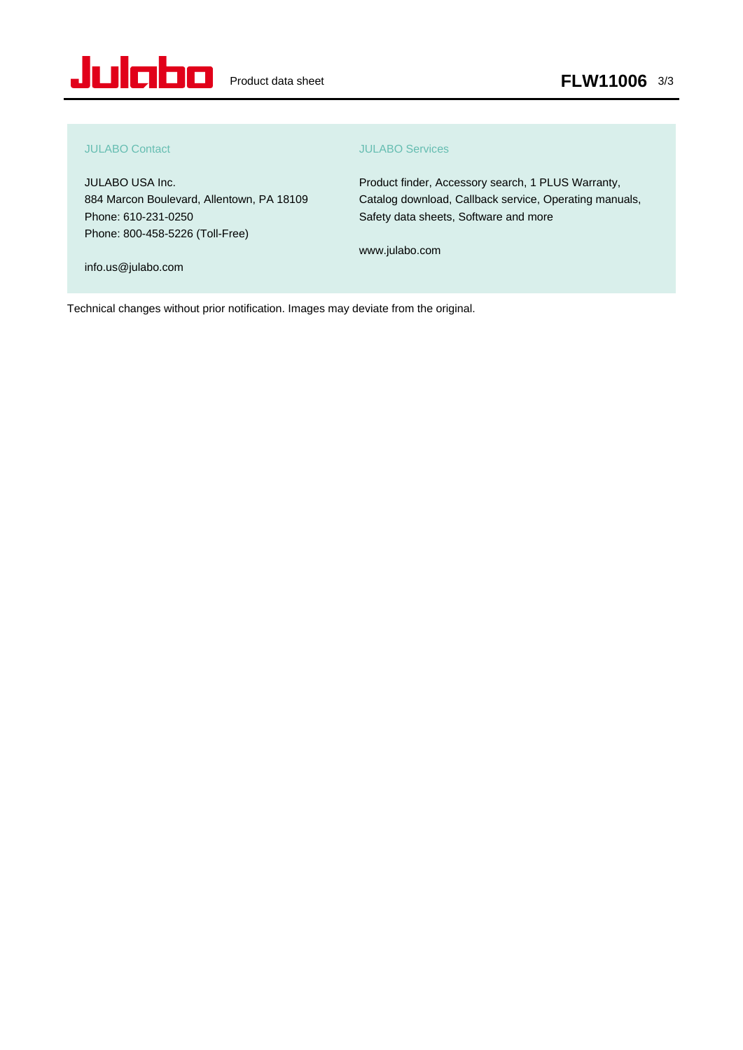## JULABO Contact

JULABO USA Inc.
884 Marcon Boulevard, Allentown, PA 18109
Phone: 610-231-0250
Phone: 800-458-5226 (Toll-Free)

info.us@julabo.com

## JULABO Services

Product finder, Accessory search, 1 PLUS Warranty, Catalog download, Callback service, Operating manuals, Safety data sheets, Software and more

www.julabo.com

Technical changes without prior notification. Images may deviate from the original.